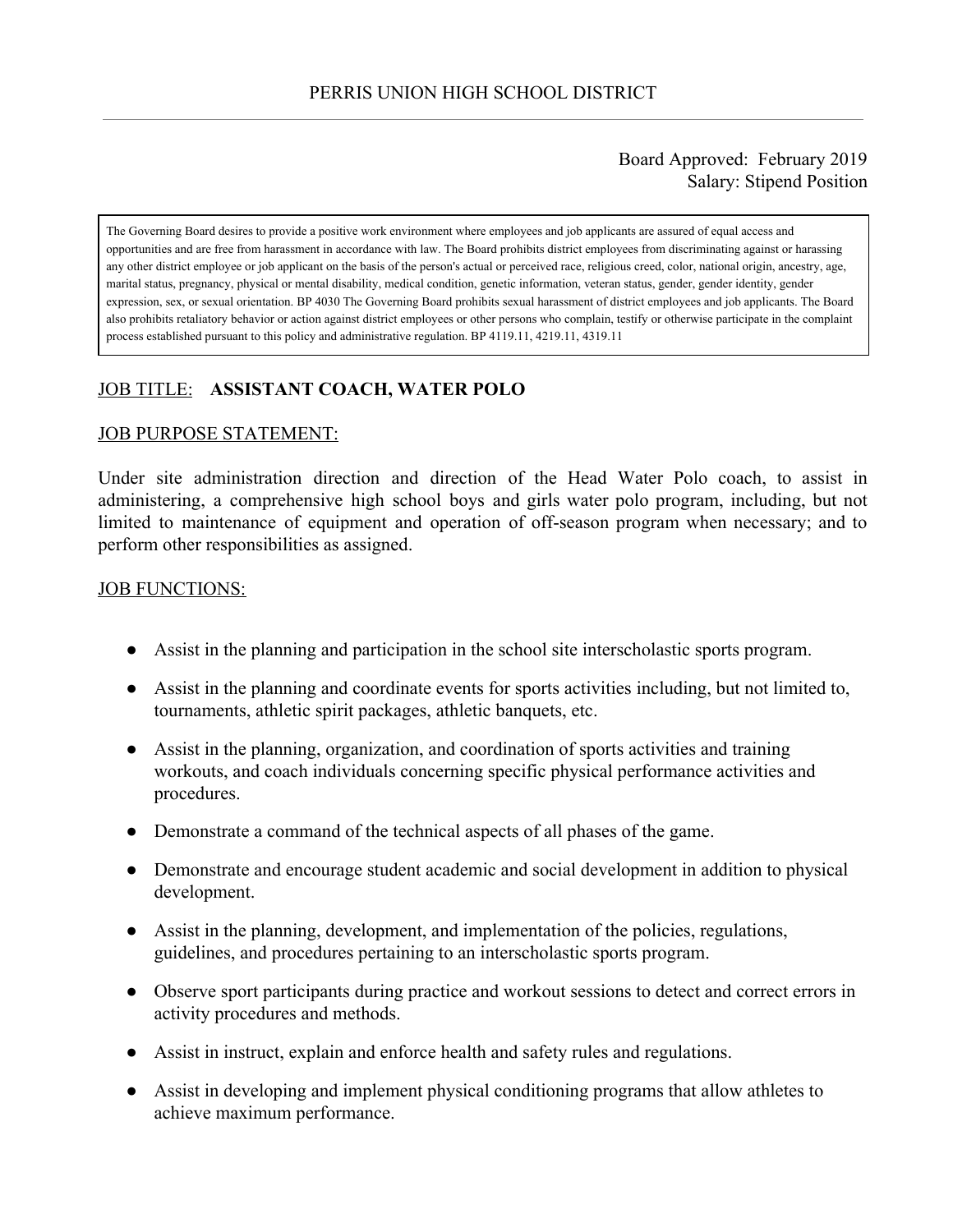# PERRIS UNION HIGH SCHOOL DISTRICT

Board Approved: February 2019
Salary: Stipend Position

> The Governing Board desires to provide a positive work environment where employees and job applicants are assured of equal access and opportunities and are free from harassment in accordance with law. The Board prohibits district employees from discriminating against or harassing any other district employee or job applicant on the basis of the person's actual or perceived race, religious creed, color, national origin, ancestry, age, marital status, pregnancy, physical or mental disability, medical condition, genetic information, veteran status, gender, gender identity, gender expression, sex, or sexual orientation. BP 4030 The Governing Board prohibits sexual harassment of district employees and job applicants. The Board also prohibits retaliatory behavior or action against district employees or other persons who complain, testify or otherwise participate in the complaint process established pursuant to this policy and administrative regulation. BP 4119.11, 4219.11, 4319.11

JOB TITLE: **ASSISTANT COACH, WATER POLO**

JOB PURPOSE STATEMENT:

Under site administration direction and direction of the Head Water Polo coach, to assist in administering, a comprehensive high school boys and girls water polo program, including, but not limited to maintenance of equipment and operation of off-season program when necessary; and to perform other responsibilities as assigned.

JOB FUNCTIONS:

- Assist in the planning and participation in the school site interscholastic sports program.
- Assist in the planning and coordinate events for sports activities including, but not limited to, tournaments, athletic spirit packages, athletic banquets, etc.
- Assist in the planning, organization, and coordination of sports activities and training workouts, and coach individuals concerning specific physical performance activities and procedures.
- Demonstrate a command of the technical aspects of all phases of the game.
- Demonstrate and encourage student academic and social development in addition to physical development.
- Assist in the planning, development, and implementation of the policies, regulations, guidelines, and procedures pertaining to an interscholastic sports program.
- Observe sport participants during practice and workout sessions to detect and correct errors in activity procedures and methods.
- Assist in instruct, explain and enforce health and safety rules and regulations.
- Assist in developing and implement physical conditioning programs that allow athletes to achieve maximum performance.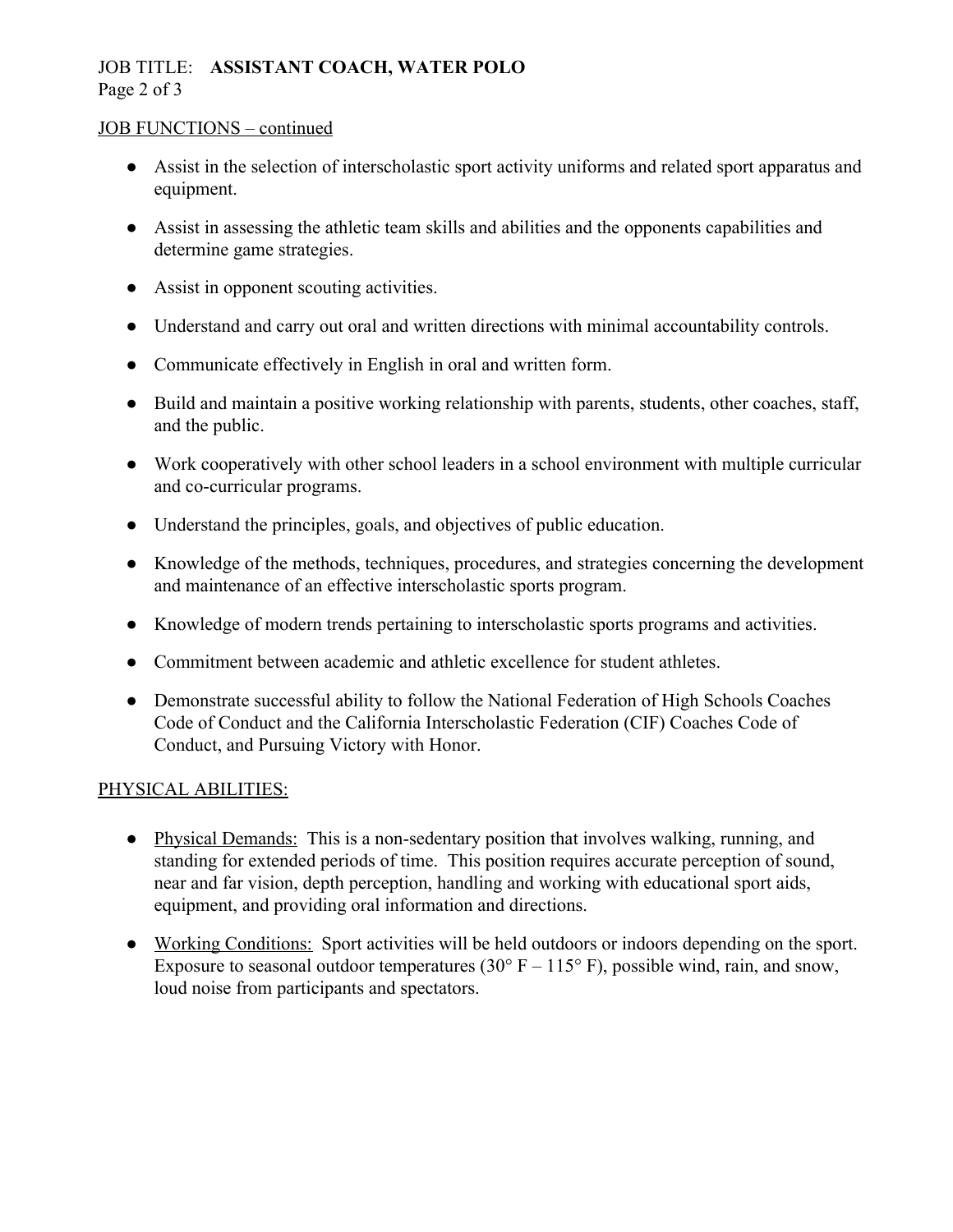## JOB FUNCTIONS – continued

- Assist in the selection of interscholastic sport activity uniforms and related sport apparatus and equipment.
- Assist in assessing the athletic team skills and abilities and the opponents capabilities and determine game strategies.
- Assist in opponent scouting activities.
- Understand and carry out oral and written directions with minimal accountability controls.
- Communicate effectively in English in oral and written form.
- Build and maintain a positive working relationship with parents, students, other coaches, staff, and the public.
- Work cooperatively with other school leaders in a school environment with multiple curricular and co-curricular programs.
- Understand the principles, goals, and objectives of public education.
- Knowledge of the methods, techniques, procedures, and strategies concerning the development and maintenance of an effective interscholastic sports program.
- Knowledge of modern trends pertaining to interscholastic sports programs and activities.
- Commitment between academic and athletic excellence for student athletes.
- Demonstrate successful ability to follow the National Federation of High Schools Coaches Code of Conduct and the California Interscholastic Federation (CIF) Coaches Code of Conduct, and Pursuing Victory with Honor.

## PHYSICAL ABILITIES:

- Physical Demands: This is a non-sedentary position that involves walking, running, and standing for extended periods of time. This position requires accurate perception of sound, near and far vision, depth perception, handling and working with educational sport aids, equipment, and providing oral information and directions.
- Working Conditions: Sport activities will be held outdoors or indoors depending on the sport. Exposure to seasonal outdoor temperatures (30° F – 115° F), possible wind, rain, and snow, loud noise from participants and spectators.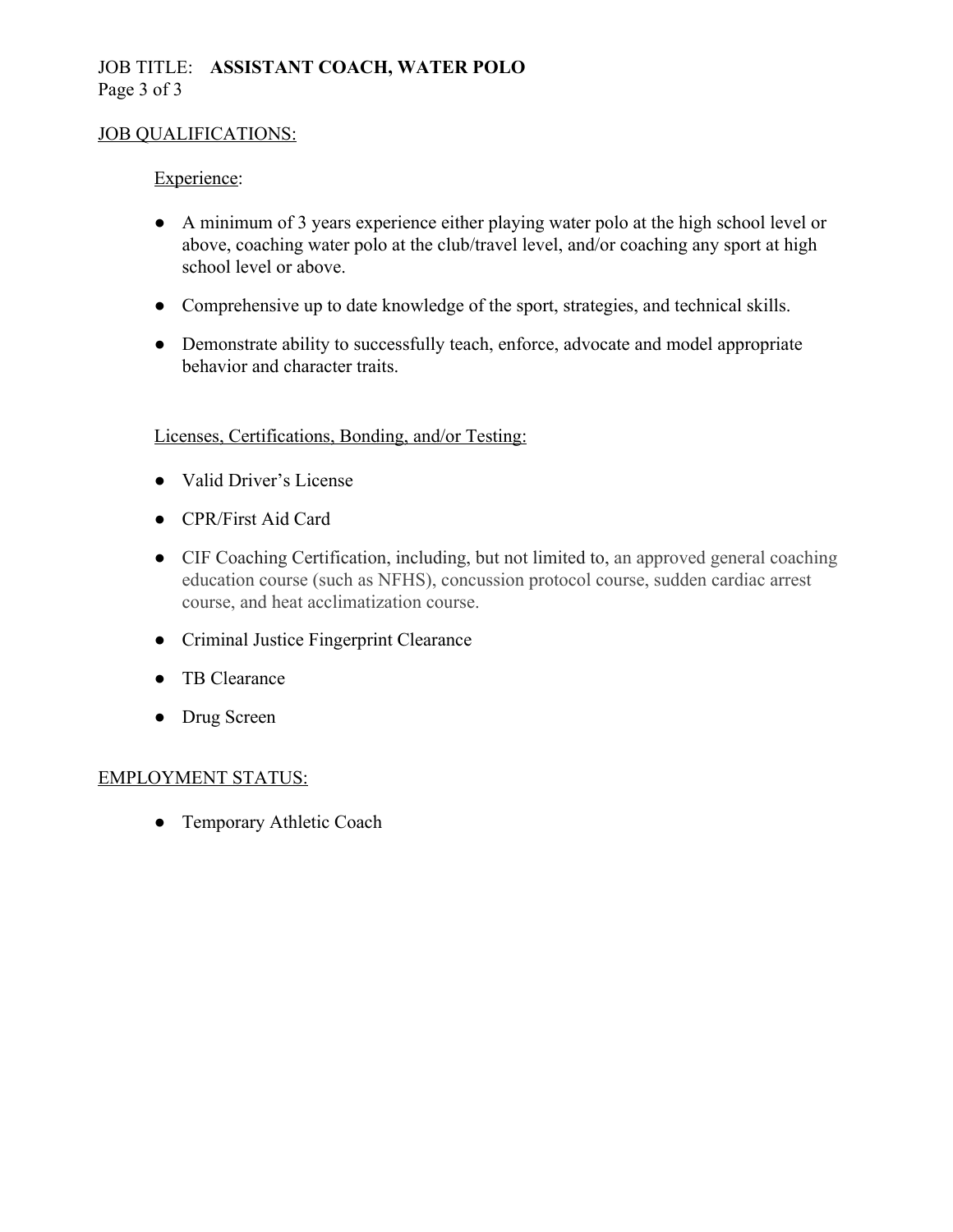## JOB QUALIFICATIONS:

### Experience:

- A minimum of 3 years experience either playing water polo at the high school level or above, coaching water polo at the club/travel level, and/or coaching any sport at high school level or above.
- Comprehensive up to date knowledge of the sport, strategies, and technical skills.
- Demonstrate ability to successfully teach, enforce, advocate and model appropriate behavior and character traits.

### Licenses, Certifications, Bonding, and/or Testing:

- Valid Driver's License
- CPR/First Aid Card
- CIF Coaching Certification, including, but not limited to, an approved general coaching education course (such as NFHS), concussion protocol course, sudden cardiac arrest course, and heat acclimatization course.
- Criminal Justice Fingerprint Clearance
- TB Clearance
- Drug Screen

## EMPLOYMENT STATUS:

- Temporary Athletic Coach